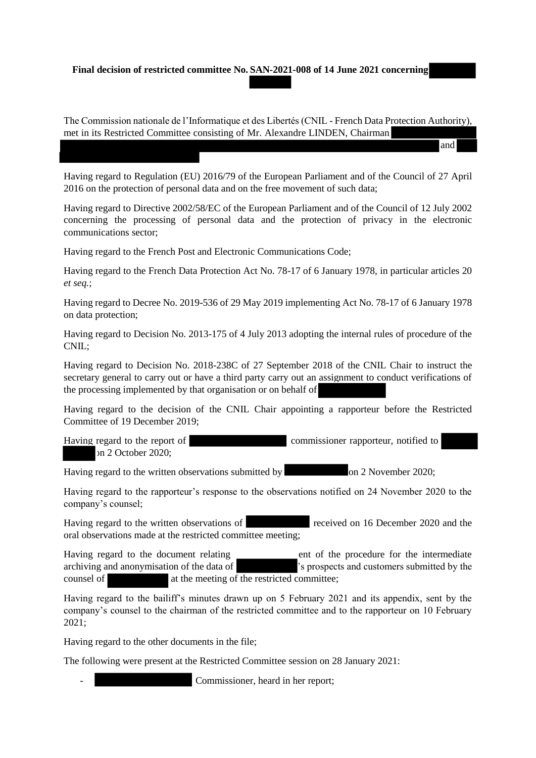**Final decision of restricted committee No. SAN-2021-008 of 14 June 2021 concerning**

The Commission nationale de l'Informatique et des Libertés (CNIL - French Data Protection Authority), met in its Restricted Committee consisting of Mr. Alexandre LINDEN, Chairman and

Having regard to Regulation (EU) 2016/79 of the European Parliament and of the Council of 27 April 2016 on the protection of personal data and on the free movement of such data;

Having regard to Directive 2002/58/EC of the European Parliament and of the Council of 12 July 2002 concerning the processing of personal data and the protection of privacy in the electronic communications sector;

Having regard to the French Post and Electronic Communications Code;

Having regard to the French Data Protection Act No. 78-17 of 6 January 1978, in particular articles 20 *et seq.*;

Having regard to Decree No. 2019-536 of 29 May 2019 implementing Act No. 78-17 of 6 January 1978 on data protection;

Having regard to Decision No. 2013-175 of 4 July 2013 adopting the internal rules of procedure of the CNIL;

Having regard to Decision No. 2018-238C of 27 September 2018 of the CNIL Chair to instruct the secretary general to carry out or have a third party carry out an assignment to conduct verifications of the processing implemented by that organisation or on behalf of

Having regard to the decision of the CNIL Chair appointing a rapporteur before the Restricted Committee of 19 December 2019;

Having regard to the report of commissioner rapporteur, notified to on 2 October 2020;

Having regard to the written observations submitted by on 2 November 2020;

Having regard to the rapporteur's response to the observations notified on 24 November 2020 to the company's counsel;

Having regard to the written observations of received on 16 December 2020 and the oral observations made at the restricted committee meeting;

Having regard to the document relating ent of the procedure for the intermediate archiving and anonymisation of the data of 's prospects and customers submitted by the counsel of at the meeting of the restricted committee;

Having regard to the bailiff's minutes drawn up on 5 February 2021 and its appendix, sent by the company's counsel to the chairman of the restricted committee and to the rapporteur on 10 February 2021;

Having regard to the other documents in the file;

The following were present at the Restricted Committee session on 28 January 2021:

- Commissioner, heard in her report;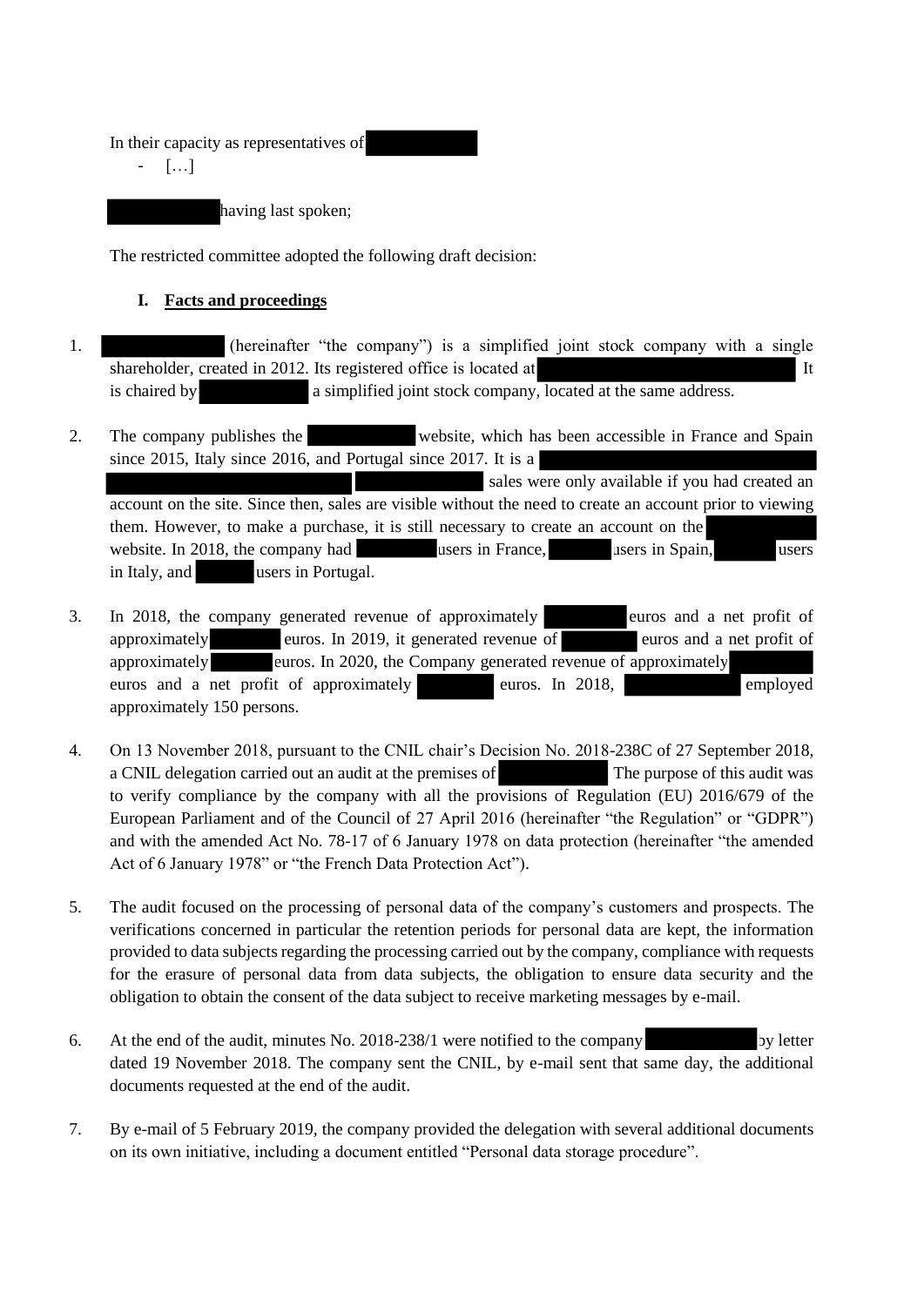In their capacity as representatives of

- […]

having last spoken;

The restricted committee adopted the following draft decision:

## I. Facts and proceedings

1. (hereinafter "the company") is a simplified joint stock company with a single shareholder, created in 2012. Its registered office is located at It is chaired by a simplified joint stock company, located at the same address.

2. The company publishes the website, which has been accessible in France and Spain since 2015, Italy since 2016, and Portugal since 2017. It is a sales were only available if you had created an account on the site. Since then, sales are visible without the need to create an account prior to viewing them. However, to make a purchase, it is still necessary to create an account on the website. In 2018, the company had users in France, users in Spain, users in Italy, and users in Portugal.

3. In 2018, the company generated revenue of approximately euros and a net profit of approximately euros. In 2019, it generated revenue of euros and a net profit of approximately euros. In 2020, the Company generated revenue of approximately euros and a net profit of approximately euros. In 2018, employed approximately 150 persons.

4. On 13 November 2018, pursuant to the CNIL chair's Decision No. 2018-238C of 27 September 2018, a CNIL delegation carried out an audit at the premises of The purpose of this audit was to verify compliance by the company with all the provisions of Regulation (EU) 2016/679 of the European Parliament and of the Council of 27 April 2016 (hereinafter "the Regulation" or "GDPR") and with the amended Act No. 78-17 of 6 January 1978 on data protection (hereinafter "the amended Act of 6 January 1978" or "the French Data Protection Act").

5. The audit focused on the processing of personal data of the company's customers and prospects. The verifications concerned in particular the retention periods for personal data are kept, the information provided to data subjects regarding the processing carried out by the company, compliance with requests for the erasure of personal data from data subjects, the obligation to ensure data security and the obligation to obtain the consent of the data subject to receive marketing messages by e-mail.

6. At the end of the audit, minutes No. 2018-238/1 were notified to the company by letter dated 19 November 2018. The company sent the CNIL, by e-mail sent that same day, the additional documents requested at the end of the audit.

7. By e-mail of 5 February 2019, the company provided the delegation with several additional documents on its own initiative, including a document entitled "Personal data storage procedure".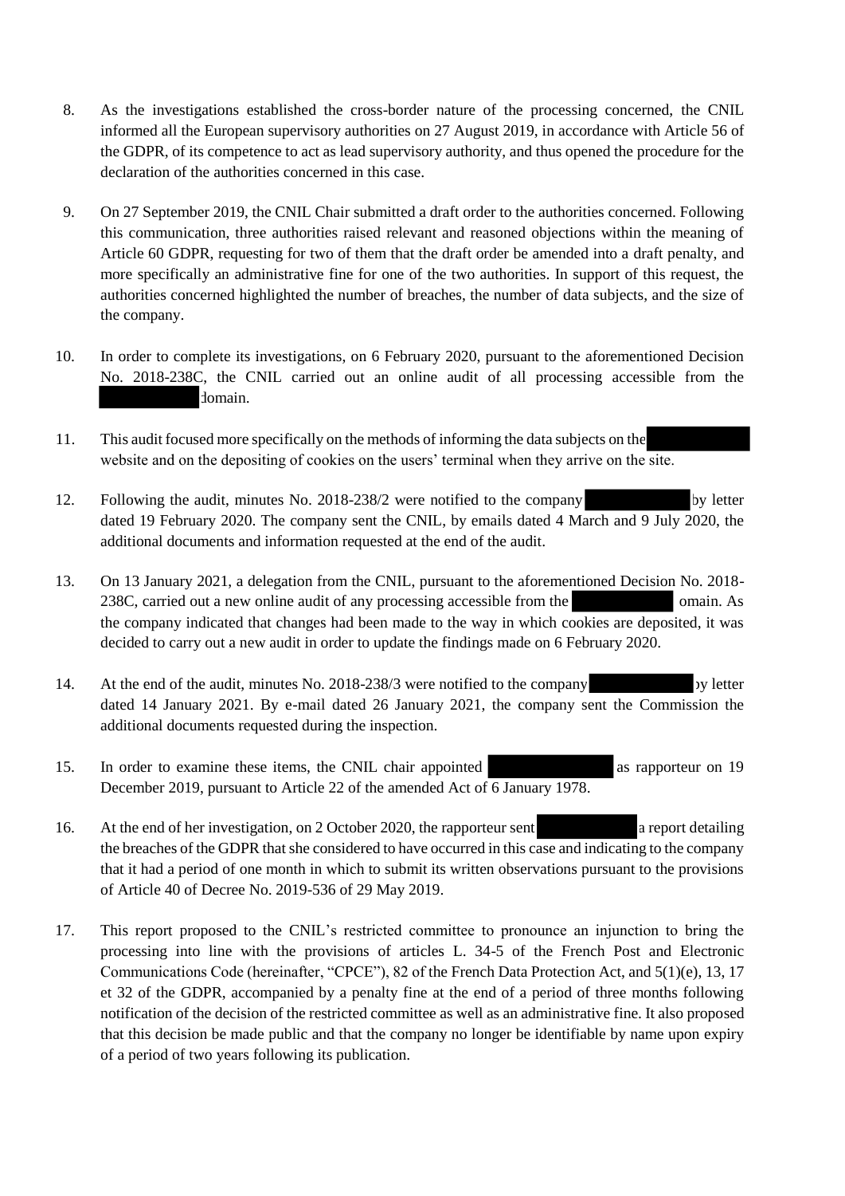8. As the investigations established the cross-border nature of the processing concerned, the CNIL informed all the European supervisory authorities on 27 August 2019, in accordance with Article 56 of the GDPR, of its competence to act as lead supervisory authority, and thus opened the procedure for the declaration of the authorities concerned in this case.

9. On 27 September 2019, the CNIL Chair submitted a draft order to the authorities concerned. Following this communication, three authorities raised relevant and reasoned objections within the meaning of Article 60 GDPR, requesting for two of them that the draft order be amended into a draft penalty, and more specifically an administrative fine for one of the two authorities. In support of this request, the authorities concerned highlighted the number of breaches, the number of data subjects, and the size of the company.

10. In order to complete its investigations, on 6 February 2020, pursuant to the aforementioned Decision No. 2018-238C, the CNIL carried out an online audit of all processing accessible from the [REDACTED] domain.

11. This audit focused more specifically on the methods of informing the data subjects on the [REDACTED] website and on the depositing of cookies on the users' terminal when they arrive on the site.

12. Following the audit, minutes No. 2018-238/2 were notified to the company [REDACTED] by letter dated 19 February 2020. The company sent the CNIL, by emails dated 4 March and 9 July 2020, the additional documents and information requested at the end of the audit.

13. On 13 January 2021, a delegation from the CNIL, pursuant to the aforementioned Decision No. 2018-238C, carried out a new online audit of any processing accessible from the [REDACTED] domain. As the company indicated that changes had been made to the way in which cookies are deposited, it was decided to carry out a new audit in order to update the findings made on 6 February 2020.

14. At the end of the audit, minutes No. 2018-238/3 were notified to the company [REDACTED] by letter dated 14 January 2021. By e-mail dated 26 January 2021, the company sent the Commission the additional documents requested during the inspection.

15. In order to examine these items, the CNIL chair appointed [REDACTED] as rapporteur on 19 December 2019, pursuant to Article 22 of the amended Act of 6 January 1978.

16. At the end of her investigation, on 2 October 2020, the rapporteur sent [REDACTED] a report detailing the breaches of the GDPR that she considered to have occurred in this case and indicating to the company that it had a period of one month in which to submit its written observations pursuant to the provisions of Article 40 of Decree No. 2019-536 of 29 May 2019.

17. This report proposed to the CNIL's restricted committee to pronounce an injunction to bring the processing into line with the provisions of articles L. 34-5 of the French Post and Electronic Communications Code (hereinafter, "CPCE"), 82 of the French Data Protection Act, and 5(1)(e), 13, 17 et 32 of the GDPR, accompanied by a penalty fine at the end of a period of three months following notification of the decision of the restricted committee as well as an administrative fine. It also proposed that this decision be made public and that the company no longer be identifiable by name upon expiry of a period of two years following its publication.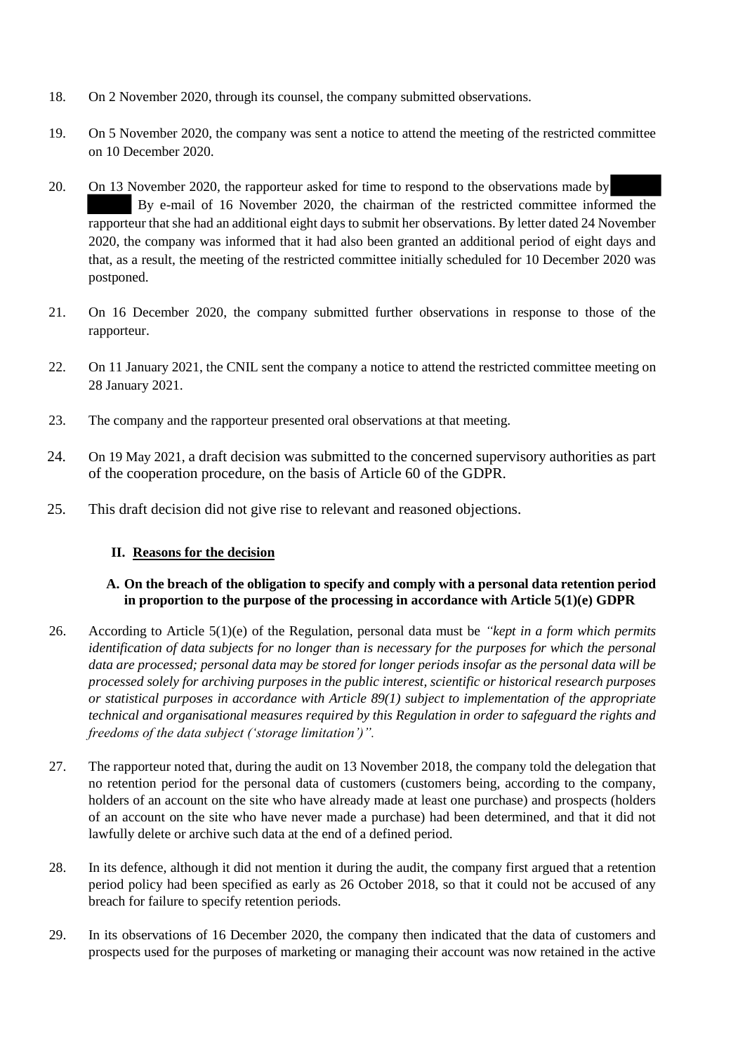18. On 2 November 2020, through its counsel, the company submitted observations.

19. On 5 November 2020, the company was sent a notice to attend the meeting of the restricted committee on 10 December 2020.

20. On 13 November 2020, the rapporteur asked for time to respond to the observations made by [REDACTED] By e-mail of 16 November 2020, the chairman of the restricted committee informed the rapporteur that she had an additional eight days to submit her observations. By letter dated 24 November 2020, the company was informed that it had also been granted an additional period of eight days and that, as a result, the meeting of the restricted committee initially scheduled for 10 December 2020 was postponed.

21. On 16 December 2020, the company submitted further observations in response to those of the rapporteur.

22. On 11 January 2021, the CNIL sent the company a notice to attend the restricted committee meeting on 28 January 2021.

23. The company and the rapporteur presented oral observations at that meeting.

24. On 19 May 2021, a draft decision was submitted to the concerned supervisory authorities as part of the cooperation procedure, on the basis of Article 60 of the GDPR.

25. This draft decision did not give rise to relevant and reasoned objections.

## II. Reasons for the decision

### A. On the breach of the obligation to specify and comply with a personal data retention period in proportion to the purpose of the processing in accordance with Article 5(1)(e) GDPR

26. According to Article 5(1)(e) of the Regulation, personal data must be *"kept in a form which permits identification of data subjects for no longer than is necessary for the purposes for which the personal data are processed; personal data may be stored for longer periods insofar as the personal data will be processed solely for archiving purposes in the public interest, scientific or historical research purposes or statistical purposes in accordance with Article 89(1) subject to implementation of the appropriate technical and organisational measures required by this Regulation in order to safeguard the rights and freedoms of the data subject ('storage limitation')".*

27. The rapporteur noted that, during the audit on 13 November 2018, the company told the delegation that no retention period for the personal data of customers (customers being, according to the company, holders of an account on the site who have already made at least one purchase) and prospects (holders of an account on the site who have never made a purchase) had been determined, and that it did not lawfully delete or archive such data at the end of a defined period.

28. In its defence, although it did not mention it during the audit, the company first argued that a retention period policy had been specified as early as 26 October 2018, so that it could not be accused of any breach for failure to specify retention periods.

29. In its observations of 16 December 2020, the company then indicated that the data of customers and prospects used for the purposes of marketing or managing their account was now retained in the active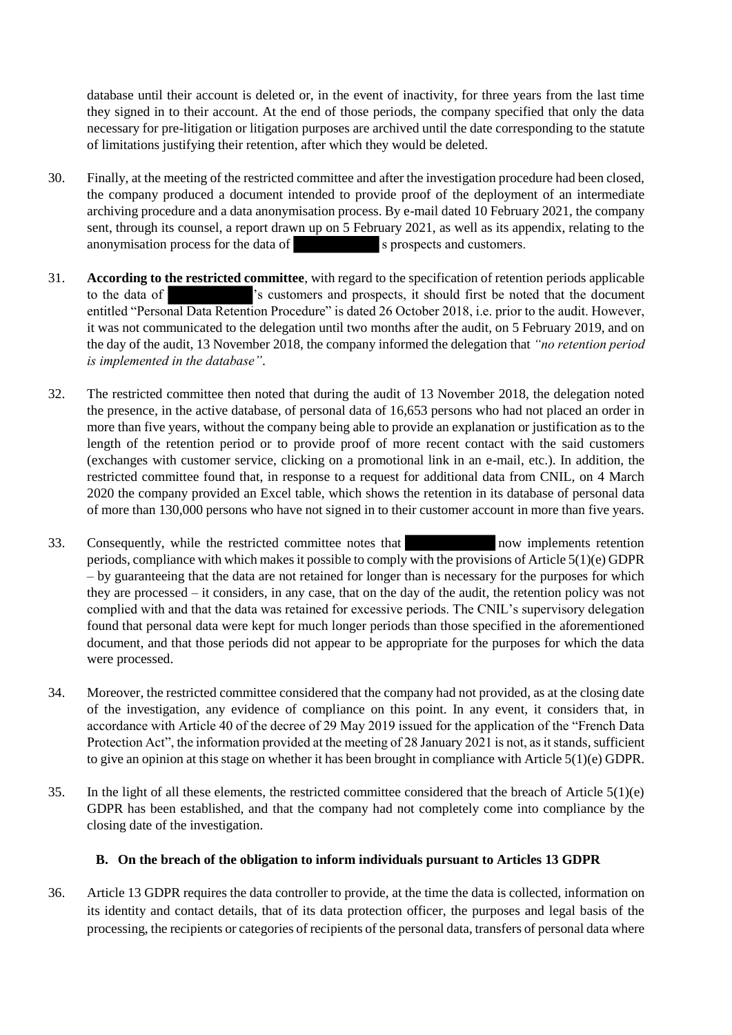database until their account is deleted or, in the event of inactivity, for three years from the last time they signed in to their account. At the end of those periods, the company specified that only the data necessary for pre-litigation or litigation purposes are archived until the date corresponding to the statute of limitations justifying their retention, after which they would be deleted.

30. Finally, at the meeting of the restricted committee and after the investigation procedure had been closed, the company produced a document intended to provide proof of the deployment of an intermediate archiving procedure and a data anonymisation process. By e-mail dated 10 February 2021, the company sent, through its counsel, a report drawn up on 5 February 2021, as well as its appendix, relating to the anonymisation process for the data of [redacted] s prospects and customers.

31. **According to the restricted committee**, with regard to the specification of retention periods applicable to the data of [redacted]'s customers and prospects, it should first be noted that the document entitled "Personal Data Retention Procedure" is dated 26 October 2018, i.e. prior to the audit. However, it was not communicated to the delegation until two months after the audit, on 5 February 2019, and on the day of the audit, 13 November 2018, the company informed the delegation that *"no retention period is implemented in the database"*.

32. The restricted committee then noted that during the audit of 13 November 2018, the delegation noted the presence, in the active database, of personal data of 16,653 persons who had not placed an order in more than five years, without the company being able to provide an explanation or justification as to the length of the retention period or to provide proof of more recent contact with the said customers (exchanges with customer service, clicking on a promotional link in an e-mail, etc.). In addition, the restricted committee found that, in response to a request for additional data from CNIL, on 4 March 2020 the company provided an Excel table, which shows the retention in its database of personal data of more than 130,000 persons who have not signed in to their customer account in more than five years.

33. Consequently, while the restricted committee notes that [redacted] now implements retention periods, compliance with which makes it possible to comply with the provisions of Article 5(1)(e) GDPR – by guaranteeing that the data are not retained for longer than is necessary for the purposes for which they are processed – it considers, in any case, that on the day of the audit, the retention policy was not complied with and that the data was retained for excessive periods. The CNIL's supervisory delegation found that personal data were kept for much longer periods than those specified in the aforementioned document, and that those periods did not appear to be appropriate for the purposes for which the data were processed.

34. Moreover, the restricted committee considered that the company had not provided, as at the closing date of the investigation, any evidence of compliance on this point. In any event, it considers that, in accordance with Article 40 of the decree of 29 May 2019 issued for the application of the "French Data Protection Act", the information provided at the meeting of 28 January 2021 is not, as it stands, sufficient to give an opinion at this stage on whether it has been brought in compliance with Article 5(1)(e) GDPR.

35. In the light of all these elements, the restricted committee considered that the breach of Article 5(1)(e) GDPR has been established, and that the company had not completely come into compliance by the closing date of the investigation.

### B. On the breach of the obligation to inform individuals pursuant to Articles 13 GDPR

36. Article 13 GDPR requires the data controller to provide, at the time the data is collected, information on its identity and contact details, that of its data protection officer, the purposes and legal basis of the processing, the recipients or categories of recipients of the personal data, transfers of personal data where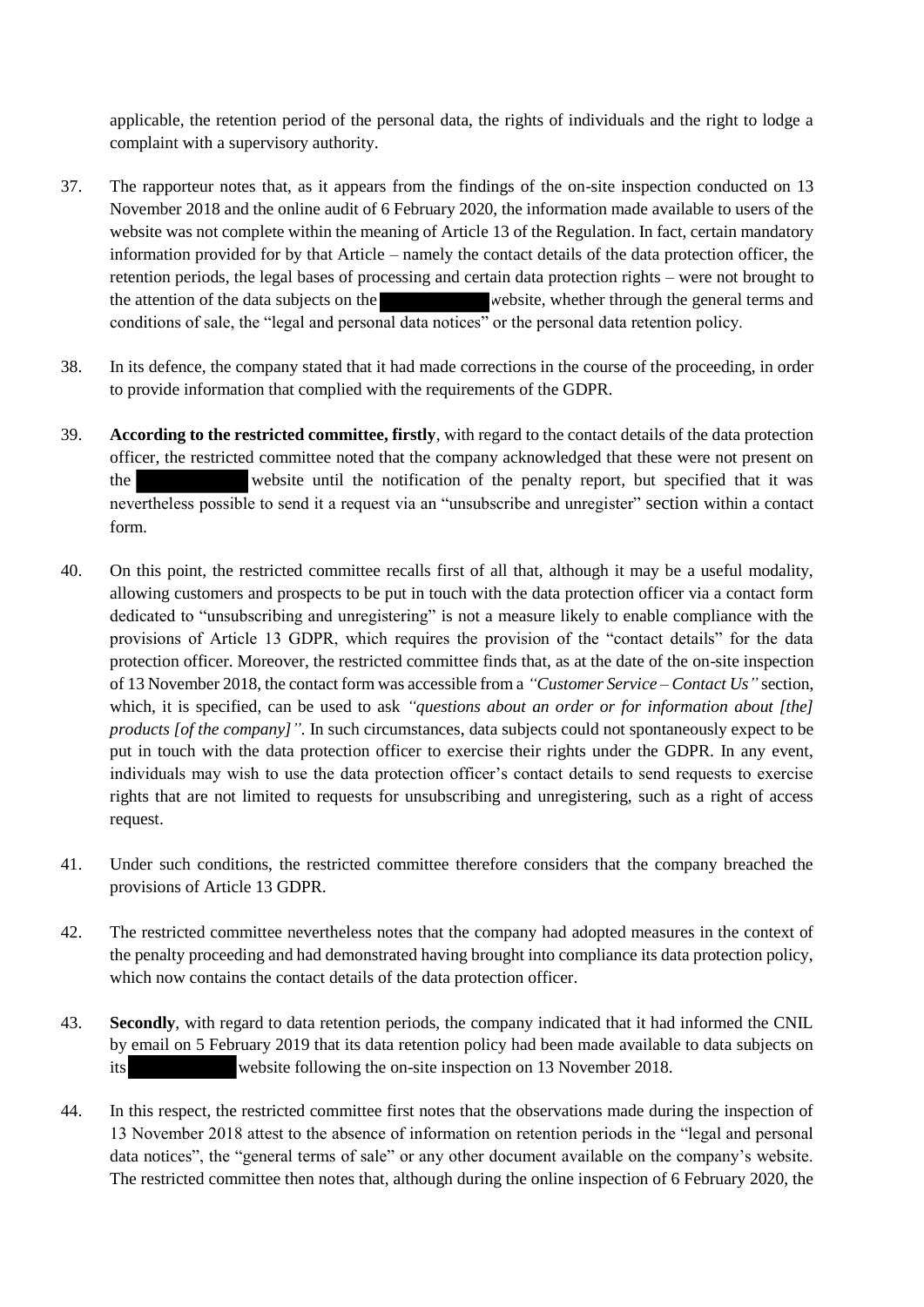applicable, the retention period of the personal data, the rights of individuals and the right to lodge a complaint with a supervisory authority.

37. The rapporteur notes that, as it appears from the findings of the on-site inspection conducted on 13 November 2018 and the online audit of 6 February 2020, the information made available to users of the website was not complete within the meaning of Article 13 of the Regulation. In fact, certain mandatory information provided for by that Article – namely the contact details of the data protection officer, the retention periods, the legal bases of processing and certain data protection rights – were not brought to the attention of the data subjects on the [redacted] website, whether through the general terms and conditions of sale, the "legal and personal data notices" or the personal data retention policy.

38. In its defence, the company stated that it had made corrections in the course of the proceeding, in order to provide information that complied with the requirements of the GDPR.

39. **According to the restricted committee, firstly**, with regard to the contact details of the data protection officer, the restricted committee noted that the company acknowledged that these were not present on the [redacted] website until the notification of the penalty report, but specified that it was nevertheless possible to send it a request via an "unsubscribe and unregister" section within a contact form.

40. On this point, the restricted committee recalls first of all that, although it may be a useful modality, allowing customers and prospects to be put in touch with the data protection officer via a contact form dedicated to "unsubscribing and unregistering" is not a measure likely to enable compliance with the provisions of Article 13 GDPR, which requires the provision of the "contact details" for the data protection officer. Moreover, the restricted committee finds that, as at the date of the on-site inspection of 13 November 2018, the contact form was accessible from a *"Customer Service – Contact Us"* section, which, it is specified, can be used to ask *"questions about an order or for information about [the] products [of the company]"*. In such circumstances, data subjects could not spontaneously expect to be put in touch with the data protection officer to exercise their rights under the GDPR. In any event, individuals may wish to use the data protection officer's contact details to send requests to exercise rights that are not limited to requests for unsubscribing and unregistering, such as a right of access request.

41. Under such conditions, the restricted committee therefore considers that the company breached the provisions of Article 13 GDPR.

42. The restricted committee nevertheless notes that the company had adopted measures in the context of the penalty proceeding and had demonstrated having brought into compliance its data protection policy, which now contains the contact details of the data protection officer.

43. **Secondly**, with regard to data retention periods, the company indicated that it had informed the CNIL by email on 5 February 2019 that its data retention policy had been made available to data subjects on its [redacted] website following the on-site inspection on 13 November 2018.

44. In this respect, the restricted committee first notes that the observations made during the inspection of 13 November 2018 attest to the absence of information on retention periods in the "legal and personal data notices", the "general terms of sale" or any other document available on the company's website. The restricted committee then notes that, although during the online inspection of 6 February 2020, the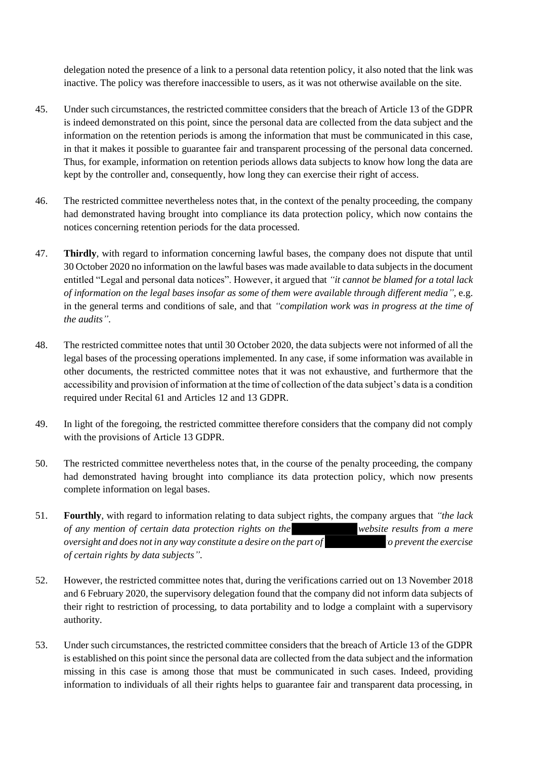delegation noted the presence of a link to a personal data retention policy, it also noted that the link was inactive. The policy was therefore inaccessible to users, as it was not otherwise available on the site.

45. Under such circumstances, the restricted committee considers that the breach of Article 13 of the GDPR is indeed demonstrated on this point, since the personal data are collected from the data subject and the information on the retention periods is among the information that must be communicated in this case, in that it makes it possible to guarantee fair and transparent processing of the personal data concerned. Thus, for example, information on retention periods allows data subjects to know how long the data are kept by the controller and, consequently, how long they can exercise their right of access.

46. The restricted committee nevertheless notes that, in the context of the penalty proceeding, the company had demonstrated having brought into compliance its data protection policy, which now contains the notices concerning retention periods for the data processed.

47. **Thirdly**, with regard to information concerning lawful bases, the company does not dispute that until 30 October 2020 no information on the lawful bases was made available to data subjects in the document entitled "Legal and personal data notices". However, it argued that *"it cannot be blamed for a total lack of information on the legal bases insofar as some of them were available through different media"*, e.g. in the general terms and conditions of sale, and that *"compilation work was in progress at the time of the audits"*.

48. The restricted committee notes that until 30 October 2020, the data subjects were not informed of all the legal bases of the processing operations implemented. In any case, if some information was available in other documents, the restricted committee notes that it was not exhaustive, and furthermore that the accessibility and provision of information at the time of collection of the data subject's data is a condition required under Recital 61 and Articles 12 and 13 GDPR.

49. In light of the foregoing, the restricted committee therefore considers that the company did not comply with the provisions of Article 13 GDPR.

50. The restricted committee nevertheless notes that, in the course of the penalty proceeding, the company had demonstrated having brought into compliance its data protection policy, which now presents complete information on legal bases.

51. **Fourthly**, with regard to information relating to data subject rights, the company argues that *"the lack of any mention of certain data protection rights on the [REDACTED] website results from a mere oversight and does not in any way constitute a desire on the part of [REDACTED] to prevent the exercise of certain rights by data subjects"*.

52. However, the restricted committee notes that, during the verifications carried out on 13 November 2018 and 6 February 2020, the supervisory delegation found that the company did not inform data subjects of their right to restriction of processing, to data portability and to lodge a complaint with a supervisory authority.

53. Under such circumstances, the restricted committee considers that the breach of Article 13 of the GDPR is established on this point since the personal data are collected from the data subject and the information missing in this case is among those that must be communicated in such cases. Indeed, providing information to individuals of all their rights helps to guarantee fair and transparent data processing, in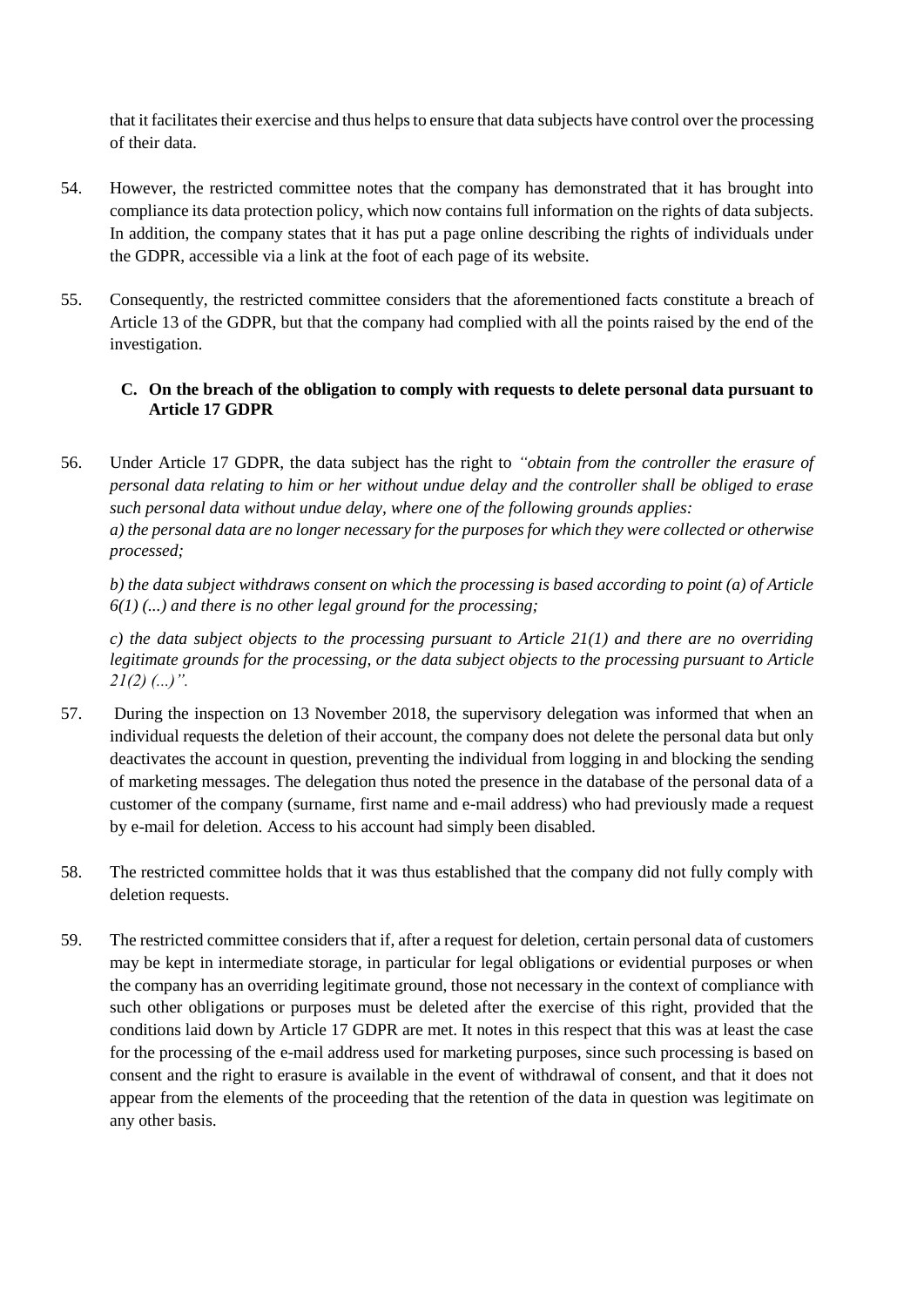that it facilitates their exercise and thus helps to ensure that data subjects have control over the processing of their data.

54. However, the restricted committee notes that the company has demonstrated that it has brought into compliance its data protection policy, which now contains full information on the rights of data subjects. In addition, the company states that it has put a page online describing the rights of individuals under the GDPR, accessible via a link at the foot of each page of its website.

55. Consequently, the restricted committee considers that the aforementioned facts constitute a breach of Article 13 of the GDPR, but that the company had complied with all the points raised by the end of the investigation.

### C. On the breach of the obligation to comply with requests to delete personal data pursuant to Article 17 GDPR

56. Under Article 17 GDPR, the data subject has the right to *"obtain from the controller the erasure of personal data relating to him or her without undue delay and the controller shall be obliged to erase such personal data without undue delay, where one of the following grounds applies:*
*a) the personal data are no longer necessary for the purposes for which they were collected or otherwise processed;*

    *b) the data subject withdraws consent on which the processing is based according to point (a) of Article 6(1) (...) and there is no other legal ground for the processing;*

    *c) the data subject objects to the processing pursuant to Article 21(1) and there are no overriding legitimate grounds for the processing, or the data subject objects to the processing pursuant to Article 21(2) (...)".*

57. During the inspection on 13 November 2018, the supervisory delegation was informed that when an individual requests the deletion of their account, the company does not delete the personal data but only deactivates the account in question, preventing the individual from logging in and blocking the sending of marketing messages. The delegation thus noted the presence in the database of the personal data of a customer of the company (surname, first name and e-mail address) who had previously made a request by e-mail for deletion. Access to his account had simply been disabled.

58. The restricted committee holds that it was thus established that the company did not fully comply with deletion requests.

59. The restricted committee considers that if, after a request for deletion, certain personal data of customers may be kept in intermediate storage, in particular for legal obligations or evidential purposes or when the company has an overriding legitimate ground, those not necessary in the context of compliance with such other obligations or purposes must be deleted after the exercise of this right, provided that the conditions laid down by Article 17 GDPR are met. It notes in this respect that this was at least the case for the processing of the e-mail address used for marketing purposes, since such processing is based on consent and the right to erasure is available in the event of withdrawal of consent, and that it does not appear from the elements of the proceeding that the retention of the data in question was legitimate on any other basis.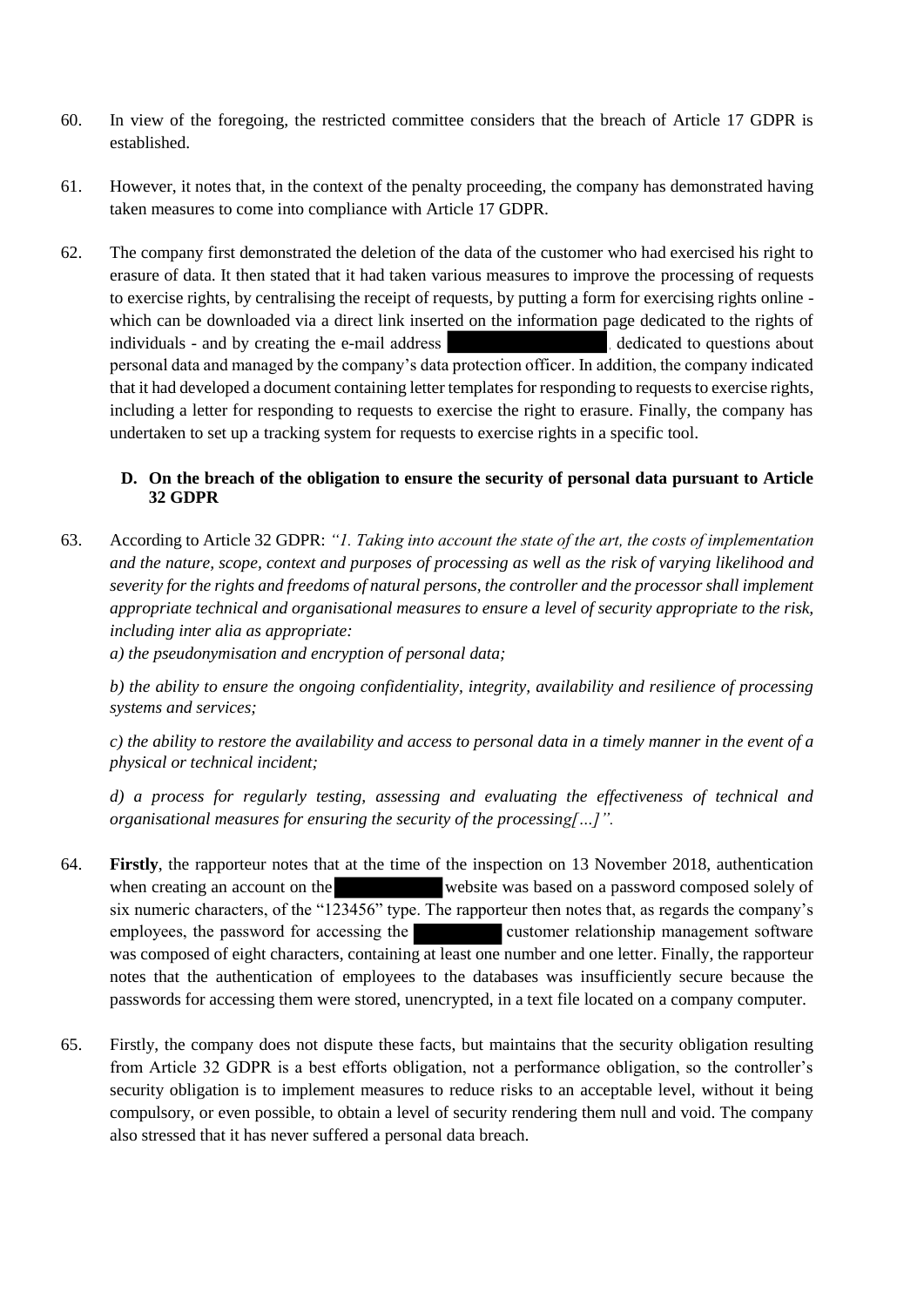60. In view of the foregoing, the restricted committee considers that the breach of Article 17 GDPR is established.

61. However, it notes that, in the context of the penalty proceeding, the company has demonstrated having taken measures to come into compliance with Article 17 GDPR.

62. The company first demonstrated the deletion of the data of the customer who had exercised his right to erasure of data. It then stated that it had taken various measures to improve the processing of requests to exercise rights, by centralising the receipt of requests, by putting a form for exercising rights online - which can be downloaded via a direct link inserted on the information page dedicated to the rights of individuals - and by creating the e-mail address , dedicated to questions about personal data and managed by the company's data protection officer. In addition, the company indicated that it had developed a document containing letter templates for responding to requests to exercise rights, including a letter for responding to requests to exercise the right to erasure. Finally, the company has undertaken to set up a tracking system for requests to exercise rights in a specific tool.

### D. On the breach of the obligation to ensure the security of personal data pursuant to Article 32 GDPR

63. According to Article 32 GDPR: *"1. Taking into account the state of the art, the costs of implementation and the nature, scope, context and purposes of processing as well as the risk of varying likelihood and severity for the rights and freedoms of natural persons, the controller and the processor shall implement appropriate technical and organisational measures to ensure a level of security appropriate to the risk, including inter alia as appropriate:*

   *a) the pseudonymisation and encryption of personal data;*

   *b) the ability to ensure the ongoing confidentiality, integrity, availability and resilience of processing systems and services;*

   *c) the ability to restore the availability and access to personal data in a timely manner in the event of a physical or technical incident;*

   *d) a process for regularly testing, assessing and evaluating the effectiveness of technical and organisational measures for ensuring the security of the processing[…]".*

64. **Firstly**, the rapporteur notes that at the time of the inspection on 13 November 2018, authentication when creating an account on the website was based on a password composed solely of six numeric characters, of the "123456" type. The rapporteur then notes that, as regards the company's employees, the password for accessing the customer relationship management software was composed of eight characters, containing at least one number and one letter. Finally, the rapporteur notes that the authentication of employees to the databases was insufficiently secure because the passwords for accessing them were stored, unencrypted, in a text file located on a company computer.

65. Firstly, the company does not dispute these facts, but maintains that the security obligation resulting from Article 32 GDPR is a best efforts obligation, not a performance obligation, so the controller's security obligation is to implement measures to reduce risks to an acceptable level, without it being compulsory, or even possible, to obtain a level of security rendering them null and void. The company also stressed that it has never suffered a personal data breach.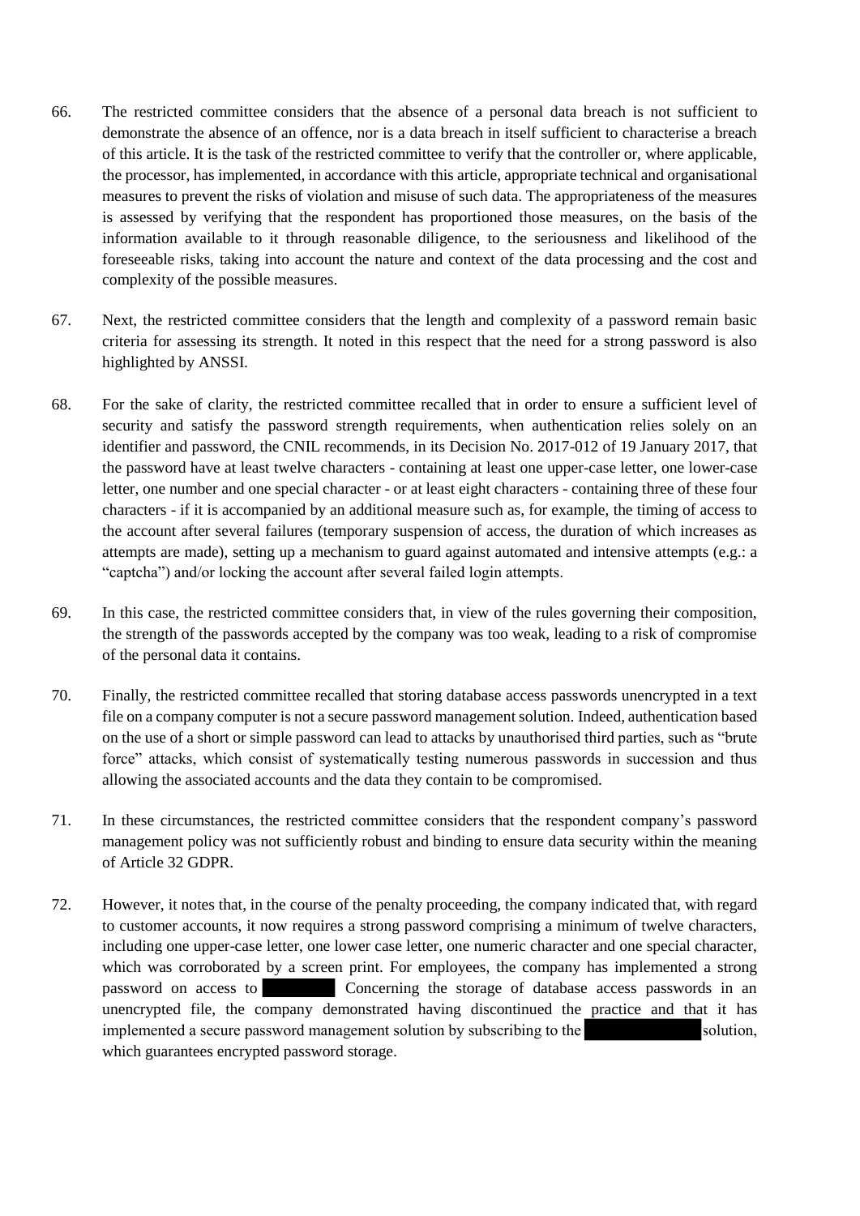66. The restricted committee considers that the absence of a personal data breach is not sufficient to demonstrate the absence of an offence, nor is a data breach in itself sufficient to characterise a breach of this article. It is the task of the restricted committee to verify that the controller or, where applicable, the processor, has implemented, in accordance with this article, appropriate technical and organisational measures to prevent the risks of violation and misuse of such data. The appropriateness of the measures is assessed by verifying that the respondent has proportioned those measures, on the basis of the information available to it through reasonable diligence, to the seriousness and likelihood of the foreseeable risks, taking into account the nature and context of the data processing and the cost and complexity of the possible measures.

67. Next, the restricted committee considers that the length and complexity of a password remain basic criteria for assessing its strength. It noted in this respect that the need for a strong password is also highlighted by ANSSI.

68. For the sake of clarity, the restricted committee recalled that in order to ensure a sufficient level of security and satisfy the password strength requirements, when authentication relies solely on an identifier and password, the CNIL recommends, in its Decision No. 2017-012 of 19 January 2017, that the password have at least twelve characters - containing at least one upper-case letter, one lower-case letter, one number and one special character - or at least eight characters - containing three of these four characters - if it is accompanied by an additional measure such as, for example, the timing of access to the account after several failures (temporary suspension of access, the duration of which increases as attempts are made), setting up a mechanism to guard against automated and intensive attempts (e.g.: a "captcha") and/or locking the account after several failed login attempts.

69. In this case, the restricted committee considers that, in view of the rules governing their composition, the strength of the passwords accepted by the company was too weak, leading to a risk of compromise of the personal data it contains.

70. Finally, the restricted committee recalled that storing database access passwords unencrypted in a text file on a company computer is not a secure password management solution. Indeed, authentication based on the use of a short or simple password can lead to attacks by unauthorised third parties, such as "brute force" attacks, which consist of systematically testing numerous passwords in succession and thus allowing the associated accounts and the data they contain to be compromised.

71. In these circumstances, the restricted committee considers that the respondent company's password management policy was not sufficiently robust and binding to ensure data security within the meaning of Article 32 GDPR.

72. However, it notes that, in the course of the penalty proceeding, the company indicated that, with regard to customer accounts, it now requires a strong password comprising a minimum of twelve characters, including one upper-case letter, one lower case letter, one numeric character and one special character, which was corroborated by a screen print. For employees, the company has implemented a strong password on access to [REDACTED] Concerning the storage of database access passwords in an unencrypted file, the company demonstrated having discontinued the practice and that it has implemented a secure password management solution by subscribing to the [REDACTED] solution, which guarantees encrypted password storage.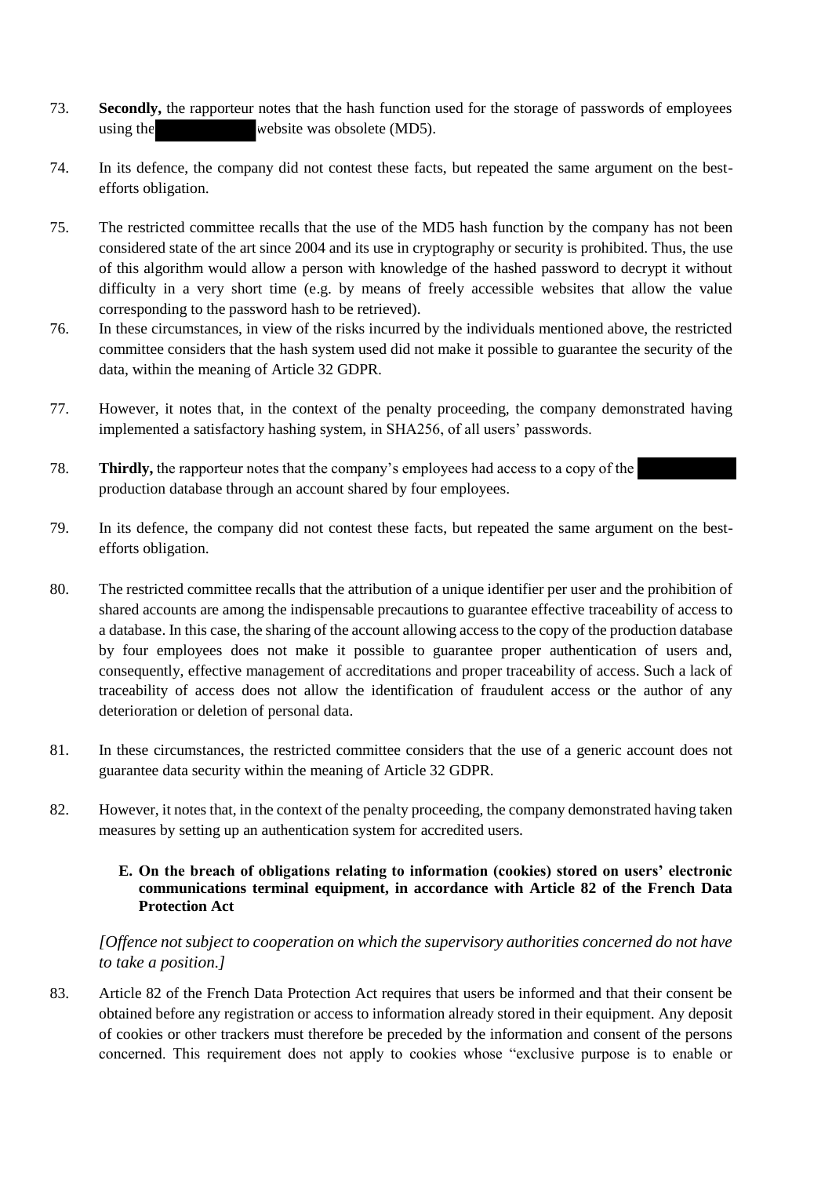73. **Secondly,** the rapporteur notes that the hash function used for the storage of passwords of employees using the [redacted] website was obsolete (MD5).

74. In its defence, the company did not contest these facts, but repeated the same argument on the best-efforts obligation.

75. The restricted committee recalls that the use of the MD5 hash function by the company has not been considered state of the art since 2004 and its use in cryptography or security is prohibited. Thus, the use of this algorithm would allow a person with knowledge of the hashed password to decrypt it without difficulty in a very short time (e.g. by means of freely accessible websites that allow the value corresponding to the password hash to be retrieved).

76. In these circumstances, in view of the risks incurred by the individuals mentioned above, the restricted committee considers that the hash system used did not make it possible to guarantee the security of the data, within the meaning of Article 32 GDPR.

77. However, it notes that, in the context of the penalty proceeding, the company demonstrated having implemented a satisfactory hashing system, in SHA256, of all users' passwords.

78. **Thirdly,** the rapporteur notes that the company's employees had access to a copy of the [redacted] production database through an account shared by four employees.

79. In its defence, the company did not contest these facts, but repeated the same argument on the best-efforts obligation.

80. The restricted committee recalls that the attribution of a unique identifier per user and the prohibition of shared accounts are among the indispensable precautions to guarantee effective traceability of access to a database. In this case, the sharing of the account allowing access to the copy of the production database by four employees does not make it possible to guarantee proper authentication of users and, consequently, effective management of accreditations and proper traceability of access. Such a lack of traceability of access does not allow the identification of fraudulent access or the author of any deterioration or deletion of personal data.

81. In these circumstances, the restricted committee considers that the use of a generic account does not guarantee data security within the meaning of Article 32 GDPR.

82. However, it notes that, in the context of the penalty proceeding, the company demonstrated having taken measures by setting up an authentication system for accredited users.

### E. On the breach of obligations relating to information (cookies) stored on users' electronic communications terminal equipment, in accordance with Article 82 of the French Data Protection Act

*[Offence not subject to cooperation on which the supervisory authorities concerned do not have to take a position.]*

83. Article 82 of the French Data Protection Act requires that users be informed and that their consent be obtained before any registration or access to information already stored in their equipment. Any deposit of cookies or other trackers must therefore be preceded by the information and consent of the persons concerned. This requirement does not apply to cookies whose "exclusive purpose is to enable or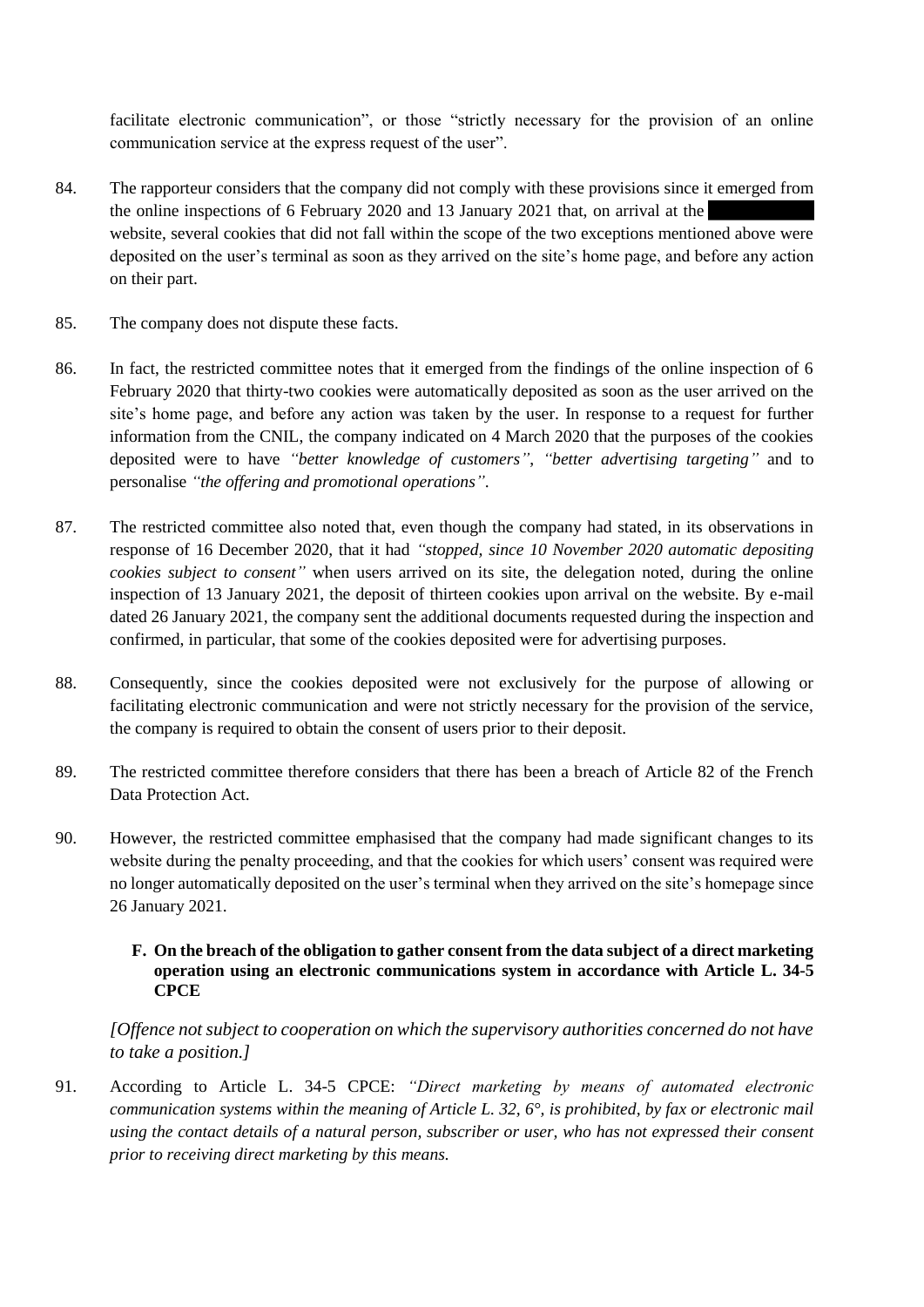facilitate electronic communication", or those "strictly necessary for the provision of an online communication service at the express request of the user".

84. The rapporteur considers that the company did not comply with these provisions since it emerged from the online inspections of 6 February 2020 and 13 January 2021 that, on arrival at the website, several cookies that did not fall within the scope of the two exceptions mentioned above were deposited on the user's terminal as soon as they arrived on the site's home page, and before any action on their part.

85. The company does not dispute these facts.

86. In fact, the restricted committee notes that it emerged from the findings of the online inspection of 6 February 2020 that thirty-two cookies were automatically deposited as soon as the user arrived on the site's home page, and before any action was taken by the user. In response to a request for further information from the CNIL, the company indicated on 4 March 2020 that the purposes of the cookies deposited were to have *"better knowledge of customers"*, *"better advertising targeting"* and to personalise *"the offering and promotional operations"*.

87. The restricted committee also noted that, even though the company had stated, in its observations in response of 16 December 2020, that it had *"stopped, since 10 November 2020 automatic depositing cookies subject to consent"* when users arrived on its site, the delegation noted, during the online inspection of 13 January 2021, the deposit of thirteen cookies upon arrival on the website. By e-mail dated 26 January 2021, the company sent the additional documents requested during the inspection and confirmed, in particular, that some of the cookies deposited were for advertising purposes.

88. Consequently, since the cookies deposited were not exclusively for the purpose of allowing or facilitating electronic communication and were not strictly necessary for the provision of the service, the company is required to obtain the consent of users prior to their deposit.

89. The restricted committee therefore considers that there has been a breach of Article 82 of the French Data Protection Act.

90. However, the restricted committee emphasised that the company had made significant changes to its website during the penalty proceeding, and that the cookies for which users' consent was required were no longer automatically deposited on the user's terminal when they arrived on the site's homepage since 26 January 2021.

### F. On the breach of the obligation to gather consent from the data subject of a direct marketing operation using an electronic communications system in accordance with Article L. 34-5 CPCE

*[Offence not subject to cooperation on which the supervisory authorities concerned do not have to take a position.]*

91. According to Article L. 34-5 CPCE: *"Direct marketing by means of automated electronic communication systems within the meaning of Article L. 32, 6°, is prohibited, by fax or electronic mail using the contact details of a natural person, subscriber or user, who has not expressed their consent prior to receiving direct marketing by this means.*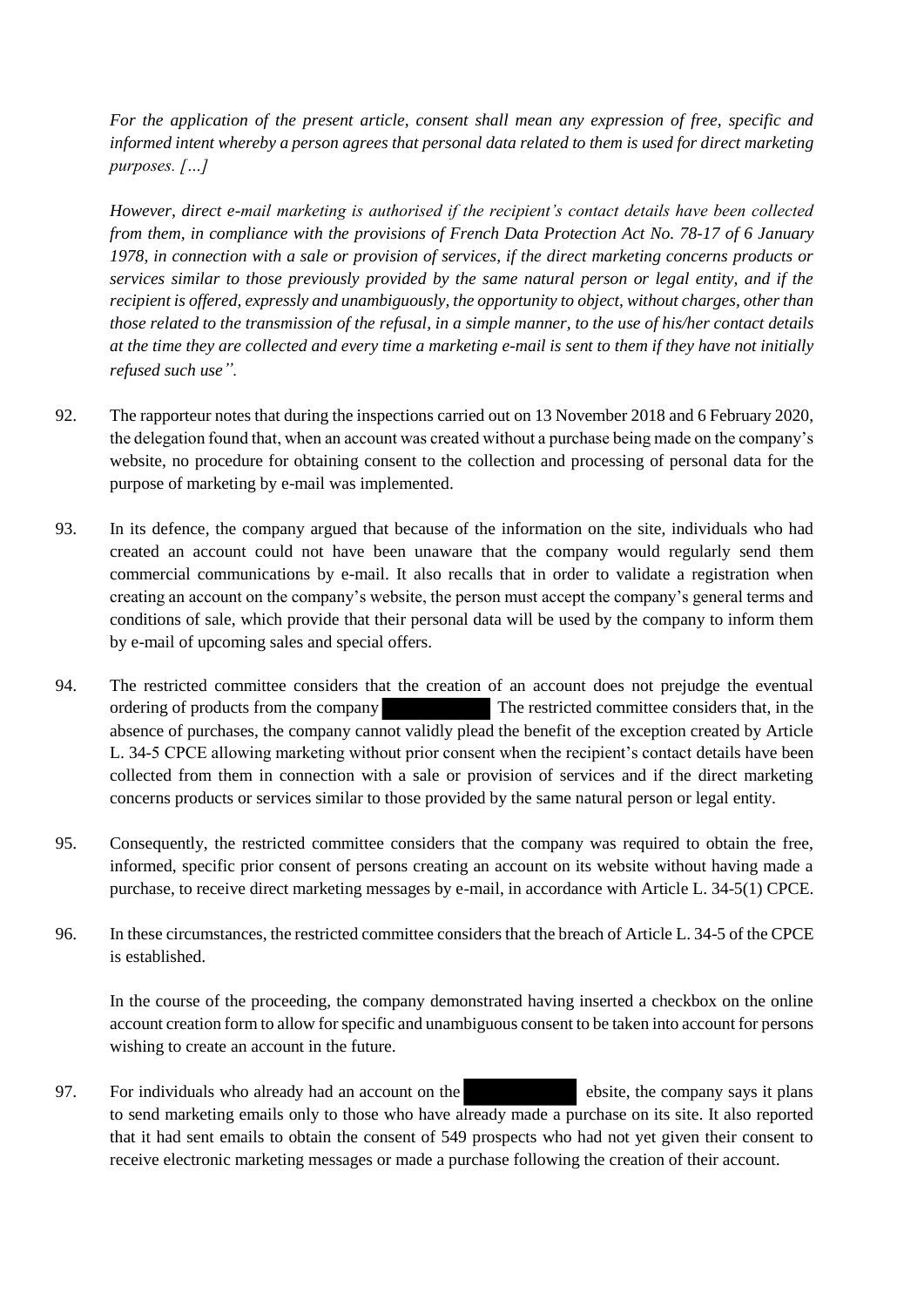*For the application of the present article, consent shall mean any expression of free, specific and informed intent whereby a person agrees that personal data related to them is used for direct marketing purposes. […]*

*However, direct e-mail marketing is authorised if the recipient's contact details have been collected from them, in compliance with the provisions of French Data Protection Act No. 78-17 of 6 January 1978, in connection with a sale or provision of services, if the direct marketing concerns products or services similar to those previously provided by the same natural person or legal entity, and if the recipient is offered, expressly and unambiguously, the opportunity to object, without charges, other than those related to the transmission of the refusal, in a simple manner, to the use of his/her contact details at the time they are collected and every time a marketing e-mail is sent to them if they have not initially refused such use".*

92. The rapporteur notes that during the inspections carried out on 13 November 2018 and 6 February 2020, the delegation found that, when an account was created without a purchase being made on the company's website, no procedure for obtaining consent to the collection and processing of personal data for the purpose of marketing by e-mail was implemented.

93. In its defence, the company argued that because of the information on the site, individuals who had created an account could not have been unaware that the company would regularly send them commercial communications by e-mail. It also recalls that in order to validate a registration when creating an account on the company's website, the person must accept the company's general terms and conditions of sale, which provide that their personal data will be used by the company to inform them by e-mail of upcoming sales and special offers.

94. The restricted committee considers that the creation of an account does not prejudge the eventual ordering of products from the company [REDACTED] The restricted committee considers that, in the absence of purchases, the company cannot validly plead the benefit of the exception created by Article L. 34-5 CPCE allowing marketing without prior consent when the recipient's contact details have been collected from them in connection with a sale or provision of services and if the direct marketing concerns products or services similar to those provided by the same natural person or legal entity.

95. Consequently, the restricted committee considers that the company was required to obtain the free, informed, specific prior consent of persons creating an account on its website without having made a purchase, to receive direct marketing messages by e-mail, in accordance with Article L. 34-5(1) CPCE.

96. In these circumstances, the restricted committee considers that the breach of Article L. 34-5 of the CPCE is established.

    In the course of the proceeding, the company demonstrated having inserted a checkbox on the online account creation form to allow for specific and unambiguous consent to be taken into account for persons wishing to create an account in the future.

97. For individuals who already had an account on the [REDACTED] ebsite, the company says it plans to send marketing emails only to those who have already made a purchase on its site. It also reported that it had sent emails to obtain the consent of 549 prospects who had not yet given their consent to receive electronic marketing messages or made a purchase following the creation of their account.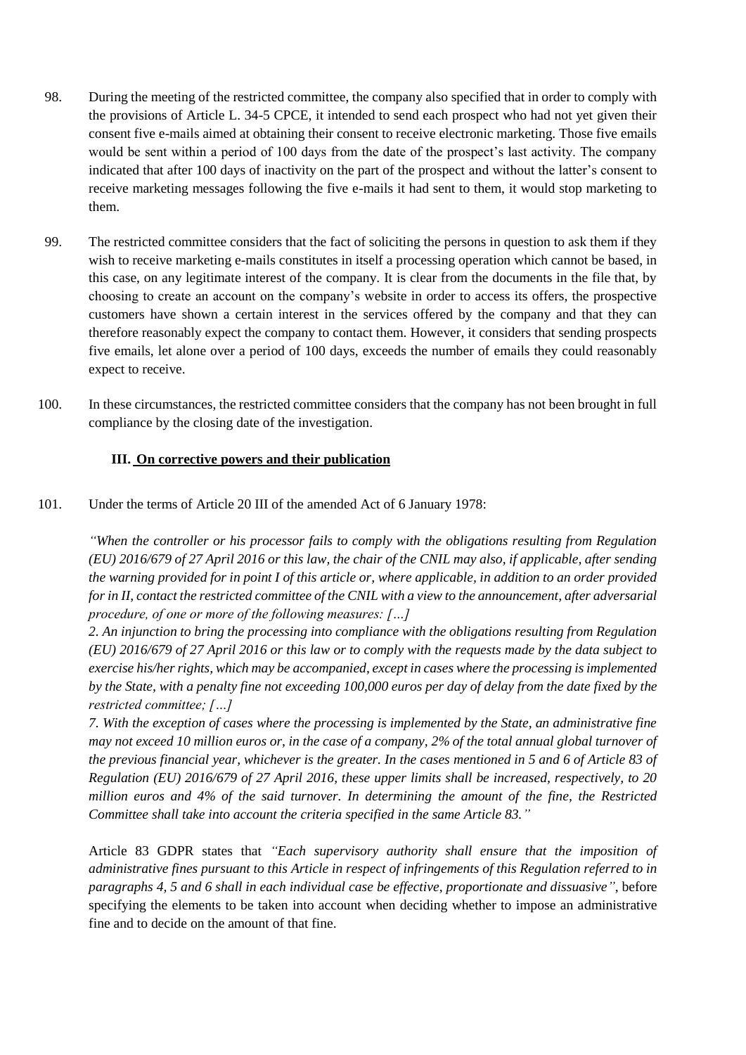98. During the meeting of the restricted committee, the company also specified that in order to comply with the provisions of Article L. 34-5 CPCE, it intended to send each prospect who had not yet given their consent five e-mails aimed at obtaining their consent to receive electronic marketing. Those five emails would be sent within a period of 100 days from the date of the prospect's last activity. The company indicated that after 100 days of inactivity on the part of the prospect and without the latter's consent to receive marketing messages following the five e-mails it had sent to them, it would stop marketing to them.

99. The restricted committee considers that the fact of soliciting the persons in question to ask them if they wish to receive marketing e-mails constitutes in itself a processing operation which cannot be based, in this case, on any legitimate interest of the company. It is clear from the documents in the file that, by choosing to create an account on the company's website in order to access its offers, the prospective customers have shown a certain interest in the services offered by the company and that they can therefore reasonably expect the company to contact them. However, it considers that sending prospects five emails, let alone over a period of 100 days, exceeds the number of emails they could reasonably expect to receive.

100. In these circumstances, the restricted committee considers that the company has not been brought in full compliance by the closing date of the investigation.

### III. <u>On corrective powers and their publication</u>

101. Under the terms of Article 20 III of the amended Act of 6 January 1978:

*"When the controller or his processor fails to comply with the obligations resulting from Regulation (EU) 2016/679 of 27 April 2016 or this law, the chair of the CNIL may also, if applicable, after sending the warning provided for in point I of this article or, where applicable, in addition to an order provided for in II, contact the restricted committee of the CNIL with a view to the announcement, after adversarial procedure, of one or more of the following measures: […]*

*2. An injunction to bring the processing into compliance with the obligations resulting from Regulation (EU) 2016/679 of 27 April 2016 or this law or to comply with the requests made by the data subject to exercise his/her rights, which may be accompanied, except in cases where the processing is implemented by the State, with a penalty fine not exceeding 100,000 euros per day of delay from the date fixed by the restricted committee; […]*

*7. With the exception of cases where the processing is implemented by the State, an administrative fine may not exceed 10 million euros or, in the case of a company, 2% of the total annual global turnover of the previous financial year, whichever is the greater. In the cases mentioned in 5 and 6 of Article 83 of Regulation (EU) 2016/679 of 27 April 2016, these upper limits shall be increased, respectively, to 20 million euros and 4% of the said turnover. In determining the amount of the fine, the Restricted Committee shall take into account the criteria specified in the same Article 83."*

Article 83 GDPR states that *"Each supervisory authority shall ensure that the imposition of administrative fines pursuant to this Article in respect of infringements of this Regulation referred to in paragraphs 4, 5 and 6 shall in each individual case be effective, proportionate and dissuasive"*, before specifying the elements to be taken into account when deciding whether to impose an administrative fine and to decide on the amount of that fine.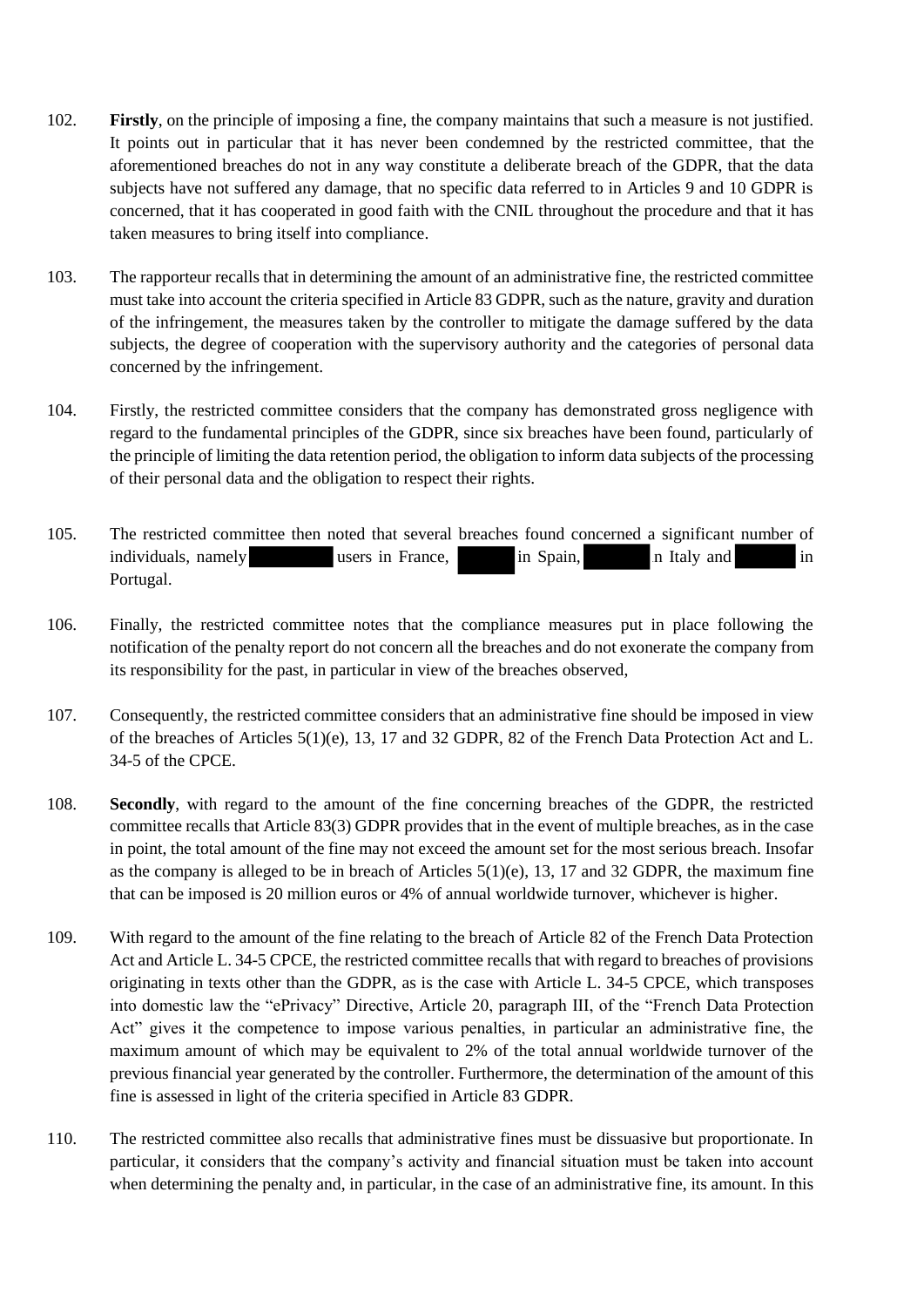102. **Firstly**, on the principle of imposing a fine, the company maintains that such a measure is not justified. It points out in particular that it has never been condemned by the restricted committee, that the aforementioned breaches do not in any way constitute a deliberate breach of the GDPR, that the data subjects have not suffered any damage, that no specific data referred to in Articles 9 and 10 GDPR is concerned, that it has cooperated in good faith with the CNIL throughout the procedure and that it has taken measures to bring itself into compliance.

103. The rapporteur recalls that in determining the amount of an administrative fine, the restricted committee must take into account the criteria specified in Article 83 GDPR, such as the nature, gravity and duration of the infringement, the measures taken by the controller to mitigate the damage suffered by the data subjects, the degree of cooperation with the supervisory authority and the categories of personal data concerned by the infringement.

104. Firstly, the restricted committee considers that the company has demonstrated gross negligence with regard to the fundamental principles of the GDPR, since six breaches have been found, particularly of the principle of limiting the data retention period, the obligation to inform data subjects of the processing of their personal data and the obligation to respect their rights.

105. The restricted committee then noted that several breaches found concerned a significant number of individuals, namely [redacted] users in France, [redacted] in Spain, [redacted] n Italy and [redacted] in Portugal.

106. Finally, the restricted committee notes that the compliance measures put in place following the notification of the penalty report do not concern all the breaches and do not exonerate the company from its responsibility for the past, in particular in view of the breaches observed,

107. Consequently, the restricted committee considers that an administrative fine should be imposed in view of the breaches of Articles 5(1)(e), 13, 17 and 32 GDPR, 82 of the French Data Protection Act and L. 34-5 of the CPCE.

108. **Secondly**, with regard to the amount of the fine concerning breaches of the GDPR, the restricted committee recalls that Article 83(3) GDPR provides that in the event of multiple breaches, as in the case in point, the total amount of the fine may not exceed the amount set for the most serious breach. Insofar as the company is alleged to be in breach of Articles 5(1)(e), 13, 17 and 32 GDPR, the maximum fine that can be imposed is 20 million euros or 4% of annual worldwide turnover, whichever is higher.

109. With regard to the amount of the fine relating to the breach of Article 82 of the French Data Protection Act and Article L. 34-5 CPCE, the restricted committee recalls that with regard to breaches of provisions originating in texts other than the GDPR, as is the case with Article L. 34-5 CPCE, which transposes into domestic law the "ePrivacy" Directive, Article 20, paragraph III, of the "French Data Protection Act" gives it the competence to impose various penalties, in particular an administrative fine, the maximum amount of which may be equivalent to 2% of the total annual worldwide turnover of the previous financial year generated by the controller. Furthermore, the determination of the amount of this fine is assessed in light of the criteria specified in Article 83 GDPR.

110. The restricted committee also recalls that administrative fines must be dissuasive but proportionate. In particular, it considers that the company's activity and financial situation must be taken into account when determining the penalty and, in particular, in the case of an administrative fine, its amount. In this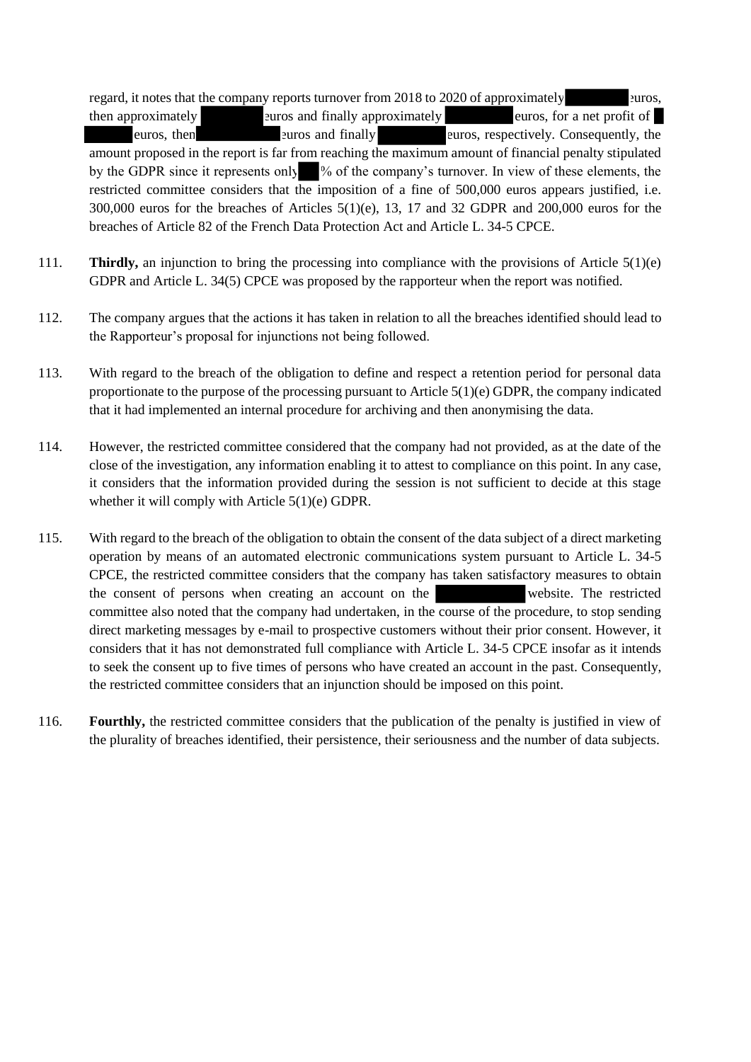regard, it notes that the company reports turnover from 2018 to 2020 of approximately [redacted] euros, then approximately [redacted] euros and finally approximately [redacted] euros, for a net profit of [redacted] euros, then [redacted] euros and finally [redacted] euros, respectively. Consequently, the amount proposed in the report is far from reaching the maximum amount of financial penalty stipulated by the GDPR since it represents only [redacted] % of the company's turnover. In view of these elements, the restricted committee considers that the imposition of a fine of 500,000 euros appears justified, i.e. 300,000 euros for the breaches of Articles 5(1)(e), 13, 17 and 32 GDPR and 200,000 euros for the breaches of Article 82 of the French Data Protection Act and Article L. 34-5 CPCE.

111. **Thirdly,** an injunction to bring the processing into compliance with the provisions of Article 5(1)(e) GDPR and Article L. 34(5) CPCE was proposed by the rapporteur when the report was notified.

112. The company argues that the actions it has taken in relation to all the breaches identified should lead to the Rapporteur's proposal for injunctions not being followed.

113. With regard to the breach of the obligation to define and respect a retention period for personal data proportionate to the purpose of the processing pursuant to Article 5(1)(e) GDPR, the company indicated that it had implemented an internal procedure for archiving and then anonymising the data.

114. However, the restricted committee considered that the company had not provided, as at the date of the close of the investigation, any information enabling it to attest to compliance on this point. In any case, it considers that the information provided during the session is not sufficient to decide at this stage whether it will comply with Article 5(1)(e) GDPR.

115. With regard to the breach of the obligation to obtain the consent of the data subject of a direct marketing operation by means of an automated electronic communications system pursuant to Article L. 34-5 CPCE, the restricted committee considers that the company has taken satisfactory measures to obtain the consent of persons when creating an account on the [redacted] website. The restricted committee also noted that the company had undertaken, in the course of the procedure, to stop sending direct marketing messages by e-mail to prospective customers without their prior consent. However, it considers that it has not demonstrated full compliance with Article L. 34-5 CPCE insofar as it intends to seek the consent up to five times of persons who have created an account in the past. Consequently, the restricted committee considers that an injunction should be imposed on this point.

116. **Fourthly,** the restricted committee considers that the publication of the penalty is justified in view of the plurality of breaches identified, their persistence, their seriousness and the number of data subjects.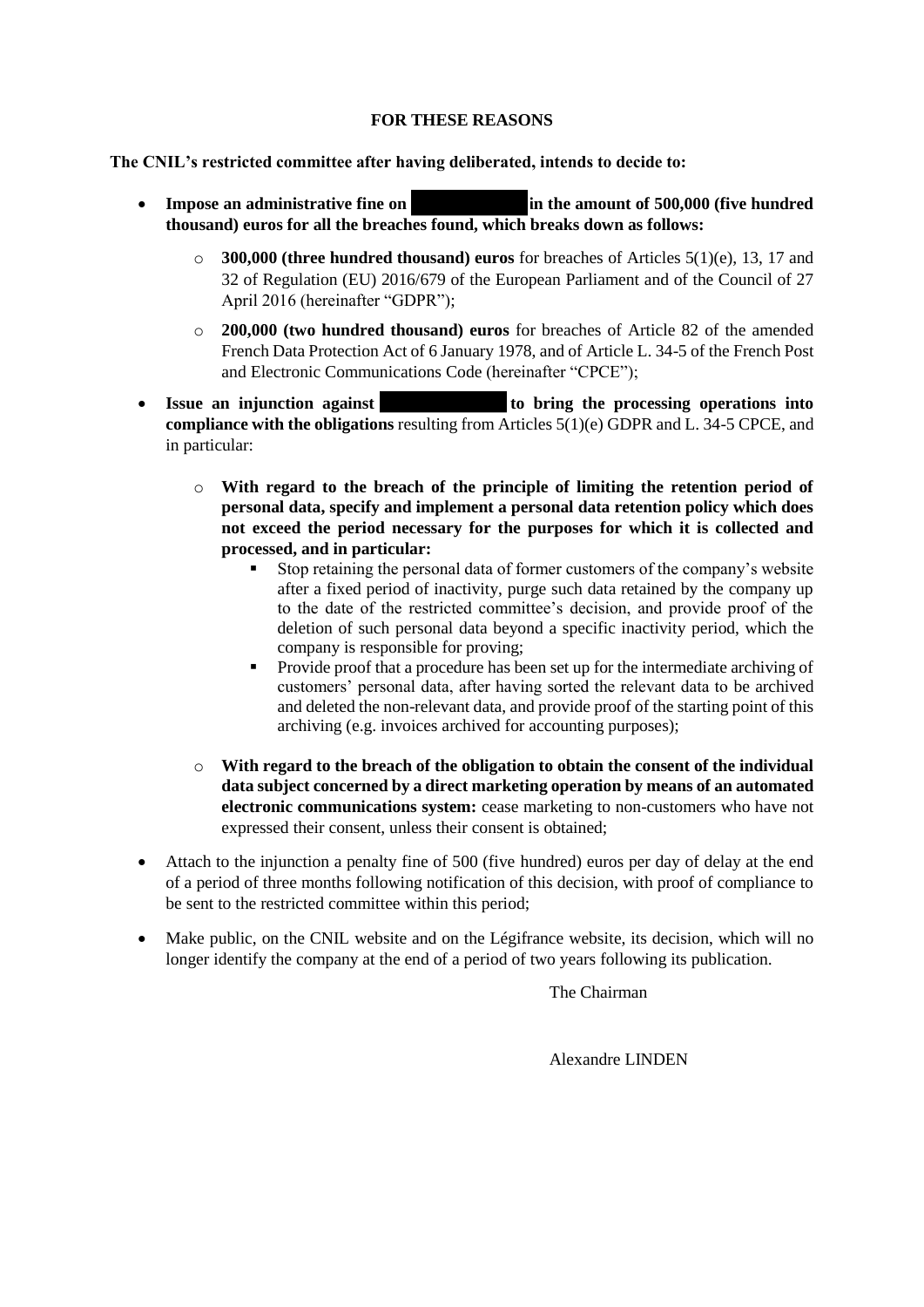**FOR THESE REASONS**

**The CNIL's restricted committee after having deliberated, intends to decide to:**

- **Impose an administrative fine on [REDACTED] in the amount of 500,000 (five hundred thousand) euros for all the breaches found, which breaks down as follows:**
  - **300,000 (three hundred thousand) euros** for breaches of Articles 5(1)(e), 13, 17 and 32 of Regulation (EU) 2016/679 of the European Parliament and of the Council of 27 April 2016 (hereinafter "GDPR");
  - **200,000 (two hundred thousand) euros** for breaches of Article 82 of the amended French Data Protection Act of 6 January 1978, and of Article L. 34-5 of the French Post and Electronic Communications Code (hereinafter "CPCE");
- **Issue an injunction against [REDACTED] to bring the processing operations into compliance with the obligations** resulting from Articles 5(1)(e) GDPR and L. 34-5 CPCE, and in particular:
  - **With regard to the breach of the principle of limiting the retention period of personal data, specify and implement a personal data retention policy which does not exceed the period necessary for the purposes for which it is collected and processed, and in particular:**
    - Stop retaining the personal data of former customers of the company's website after a fixed period of inactivity, purge such data retained by the company up to the date of the restricted committee's decision, and provide proof of the deletion of such personal data beyond a specific inactivity period, which the company is responsible for proving;
    - Provide proof that a procedure has been set up for the intermediate archiving of customers' personal data, after having sorted the relevant data to be archived and deleted the non-relevant data, and provide proof of the starting point of this archiving (e.g. invoices archived for accounting purposes);
  - **With regard to the breach of the obligation to obtain the consent of the individual data subject concerned by a direct marketing operation by means of an automated electronic communications system:** cease marketing to non-customers who have not expressed their consent, unless their consent is obtained;
- Attach to the injunction a penalty fine of 500 (five hundred) euros per day of delay at the end of a period of three months following notification of this decision, with proof of compliance to be sent to the restricted committee within this period;
- Make public, on the CNIL website and on the Légifrance website, its decision, which will no longer identify the company at the end of a period of two years following its publication.

The Chairman

Alexandre LINDEN